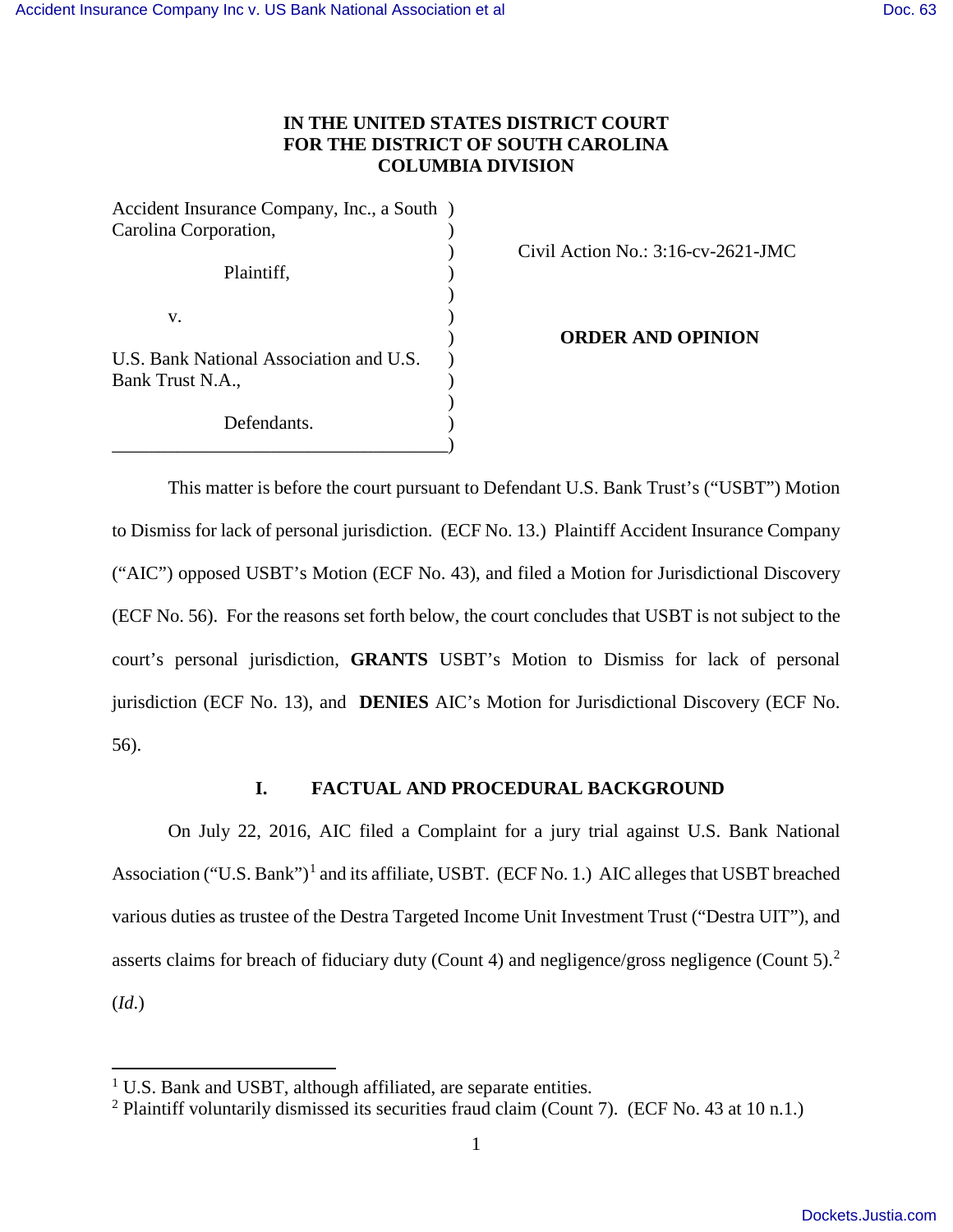**IN THE UNITED STATES DISTRICT COURT**
**FOR THE DISTRICT OF SOUTH CAROLINA**
**COLUMBIA DIVISION**

Accident Insurance Company, Inc., a South Carolina Corporation,

Plaintiff,

v.

U.S. Bank National Association and U.S. Bank Trust N.A.,

Defendants.

Civil Action No.: 3:16-cv-2621-JMC

**ORDER AND OPINION**

This matter is before the court pursuant to Defendant U.S. Bank Trust's ("USBT") Motion to Dismiss for lack of personal jurisdiction. (ECF No. 13.) Plaintiff Accident Insurance Company ("AIC") opposed USBT's Motion (ECF No. 43), and filed a Motion for Jurisdictional Discovery (ECF No. 56). For the reasons set forth below, the court concludes that USBT is not subject to the court's personal jurisdiction, **GRANTS** USBT's Motion to Dismiss for lack of personal jurisdiction (ECF No. 13), and **DENIES** AIC's Motion for Jurisdictional Discovery (ECF No. 56).

## I. FACTUAL AND PROCEDURAL BACKGROUND

On July 22, 2016, AIC filed a Complaint for a jury trial against U.S. Bank National Association ("U.S. Bank")[1] and its affiliate, USBT. (ECF No. 1.) AIC alleges that USBT breached various duties as trustee of the Destra Targeted Income Unit Investment Trust ("Destra UIT"), and asserts claims for breach of fiduciary duty (Count 4) and negligence/gross negligence (Count 5).[2] (*Id.*)

---

[1] U.S. Bank and USBT, although affiliated, are separate entities.

[2] Plaintiff voluntarily dismissed its securities fraud claim (Count 7). (ECF No. 43 at 10 n.1.)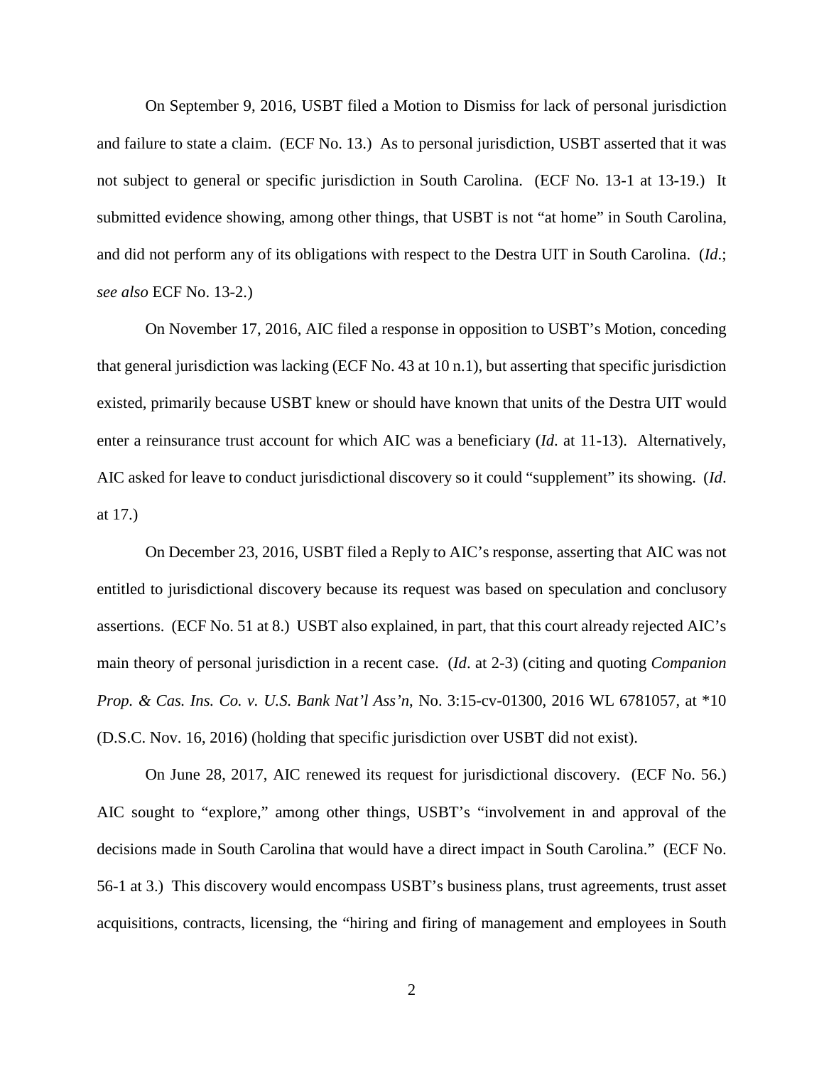On September 9, 2016, USBT filed a Motion to Dismiss for lack of personal jurisdiction and failure to state a claim. (ECF No. 13.) As to personal jurisdiction, USBT asserted that it was not subject to general or specific jurisdiction in South Carolina. (ECF No. 13-1 at 13-19.) It submitted evidence showing, among other things, that USBT is not "at home" in South Carolina, and did not perform any of its obligations with respect to the Destra UIT in South Carolina. (*Id*.; *see also* ECF No. 13-2.)

On November 17, 2016, AIC filed a response in opposition to USBT's Motion, conceding that general jurisdiction was lacking (ECF No. 43 at 10 n.1), but asserting that specific jurisdiction existed, primarily because USBT knew or should have known that units of the Destra UIT would enter a reinsurance trust account for which AIC was a beneficiary (*Id*. at 11-13). Alternatively, AIC asked for leave to conduct jurisdictional discovery so it could "supplement" its showing. (*Id*. at 17.)

On December 23, 2016, USBT filed a Reply to AIC's response, asserting that AIC was not entitled to jurisdictional discovery because its request was based on speculation and conclusory assertions. (ECF No. 51 at 8.) USBT also explained, in part, that this court already rejected AIC's main theory of personal jurisdiction in a recent case. (*Id*. at 2-3) (citing and quoting *Companion Prop. & Cas. Ins. Co. v. U.S. Bank Nat'l Ass'n*, No. 3:15-cv-01300, 2016 WL 6781057, at *10 (D.S.C. Nov. 16, 2016) (holding that specific jurisdiction over USBT did not exist).

On June 28, 2017, AIC renewed its request for jurisdictional discovery. (ECF No. 56.) AIC sought to "explore," among other things, USBT's "involvement in and approval of the decisions made in South Carolina that would have a direct impact in South Carolina." (ECF No. 56-1 at 3.) This discovery would encompass USBT's business plans, trust agreements, trust asset acquisitions, contracts, licensing, the "hiring and firing of management and employees in South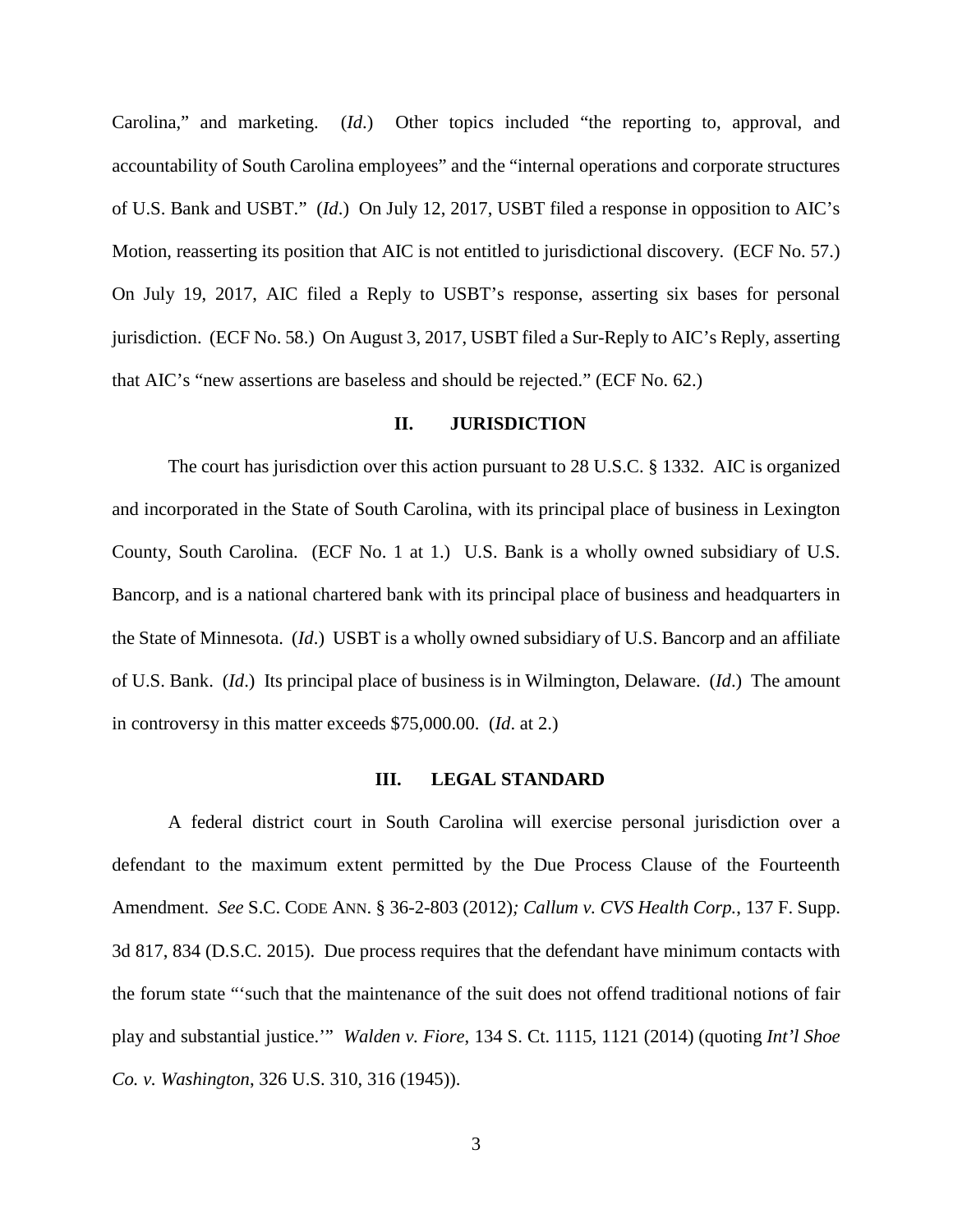Carolina," and marketing. (*Id*.) Other topics included "the reporting to, approval, and accountability of South Carolina employees" and the "internal operations and corporate structures of U.S. Bank and USBT." (*Id*.) On July 12, 2017, USBT filed a response in opposition to AIC's Motion, reasserting its position that AIC is not entitled to jurisdictional discovery. (ECF No. 57.) On July 19, 2017, AIC filed a Reply to USBT's response, asserting six bases for personal jurisdiction. (ECF No. 58.) On August 3, 2017, USBT filed a Sur-Reply to AIC's Reply, asserting that AIC's "new assertions are baseless and should be rejected." (ECF No. 62.)

## II. JURISDICTION

The court has jurisdiction over this action pursuant to 28 U.S.C. § 1332. AIC is organized and incorporated in the State of South Carolina, with its principal place of business in Lexington County, South Carolina. (ECF No. 1 at 1.) U.S. Bank is a wholly owned subsidiary of U.S. Bancorp, and is a national chartered bank with its principal place of business and headquarters in the State of Minnesota. (*Id*.) USBT is a wholly owned subsidiary of U.S. Bancorp and an affiliate of U.S. Bank. (*Id*.) Its principal place of business is in Wilmington, Delaware. (*Id*.) The amount in controversy in this matter exceeds $75,000.00. (*Id*. at 2.)

## III. LEGAL STANDARD

A federal district court in South Carolina will exercise personal jurisdiction over a defendant to the maximum extent permitted by the Due Process Clause of the Fourteenth Amendment. *See* S.C. CODE ANN. § 36-2-803 (2012)*; Callum v. CVS Health Corp.*, 137 F. Supp. 3d 817, 834 (D.S.C. 2015). Due process requires that the defendant have minimum contacts with the forum state "'such that the maintenance of the suit does not offend traditional notions of fair play and substantial justice.'" *Walden v. Fiore*, 134 S. Ct. 1115, 1121 (2014) (quoting *Int'l Shoe Co. v. Washington*, 326 U.S. 310, 316 (1945)).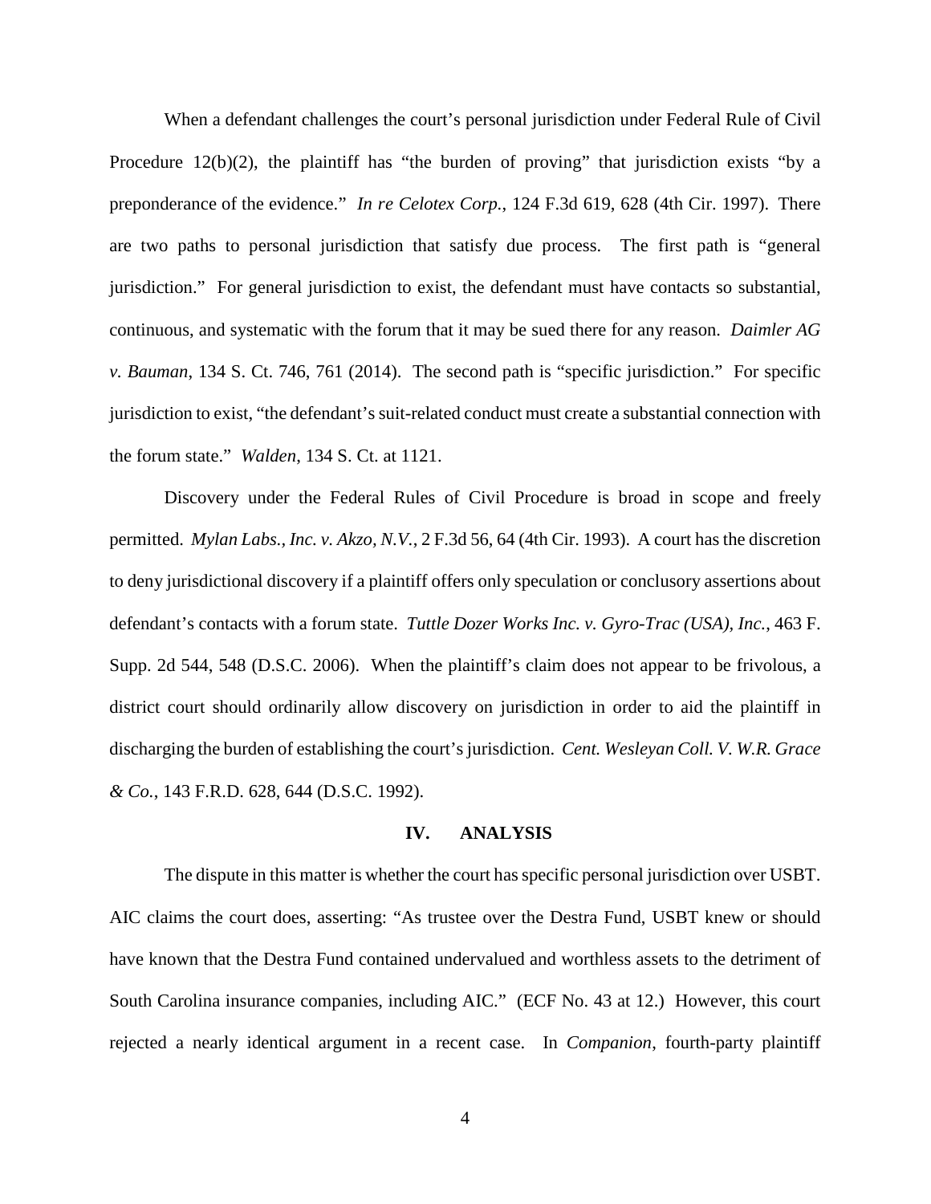When a defendant challenges the court's personal jurisdiction under Federal Rule of Civil Procedure 12(b)(2), the plaintiff has "the burden of proving" that jurisdiction exists "by a preponderance of the evidence." *In re Celotex Corp.*, 124 F.3d 619, 628 (4th Cir. 1997). There are two paths to personal jurisdiction that satisfy due process. The first path is "general jurisdiction." For general jurisdiction to exist, the defendant must have contacts so substantial, continuous, and systematic with the forum that it may be sued there for any reason. *Daimler AG v. Bauman*, 134 S. Ct. 746, 761 (2014). The second path is "specific jurisdiction." For specific jurisdiction to exist, "the defendant's suit-related conduct must create a substantial connection with the forum state." *Walden*, 134 S. Ct. at 1121.

Discovery under the Federal Rules of Civil Procedure is broad in scope and freely permitted. *Mylan Labs., Inc. v. Akzo, N.V.*, 2 F.3d 56, 64 (4th Cir. 1993). A court has the discretion to deny jurisdictional discovery if a plaintiff offers only speculation or conclusory assertions about defendant's contacts with a forum state. *Tuttle Dozer Works Inc. v. Gyro-Trac (USA), Inc.*, 463 F. Supp. 2d 544, 548 (D.S.C. 2006). When the plaintiff's claim does not appear to be frivolous, a district court should ordinarily allow discovery on jurisdiction in order to aid the plaintiff in discharging the burden of establishing the court's jurisdiction. *Cent. Wesleyan Coll. V. W.R. Grace & Co.*, 143 F.R.D. 628, 644 (D.S.C. 1992).

## IV. ANALYSIS

The dispute in this matter is whether the court has specific personal jurisdiction over USBT. AIC claims the court does, asserting: "As trustee over the Destra Fund, USBT knew or should have known that the Destra Fund contained undervalued and worthless assets to the detriment of South Carolina insurance companies, including AIC." (ECF No. 43 at 12.) However, this court rejected a nearly identical argument in a recent case. In *Companion*, fourth-party plaintiff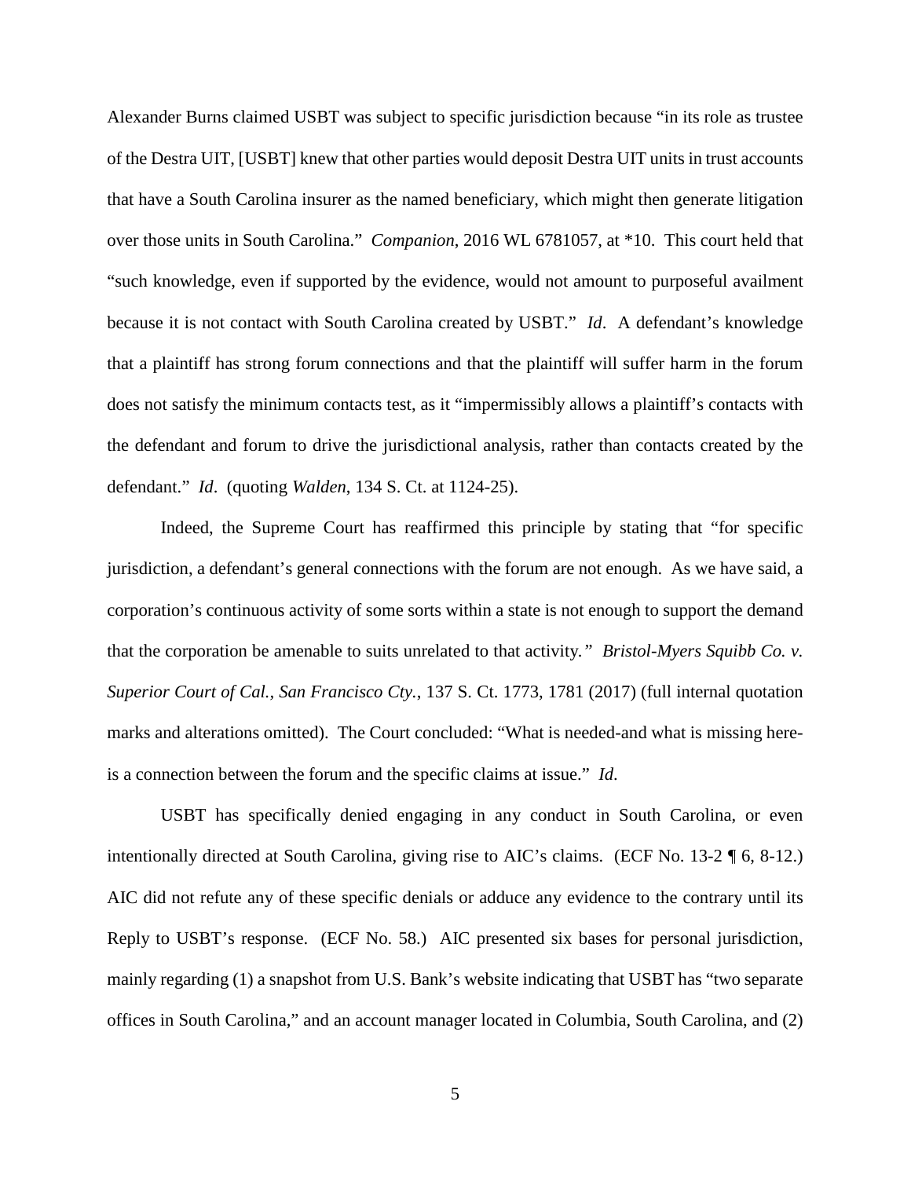Alexander Burns claimed USBT was subject to specific jurisdiction because "in its role as trustee of the Destra UIT, [USBT] knew that other parties would deposit Destra UIT units in trust accounts that have a South Carolina insurer as the named beneficiary, which might then generate litigation over those units in South Carolina." *Companion*, 2016 WL 6781057, at *10. This court held that "such knowledge, even if supported by the evidence, would not amount to purposeful availment because it is not contact with South Carolina created by USBT." *Id*. A defendant's knowledge that a plaintiff has strong forum connections and that the plaintiff will suffer harm in the forum does not satisfy the minimum contacts test, as it "impermissibly allows a plaintiff's contacts with the defendant and forum to drive the jurisdictional analysis, rather than contacts created by the defendant." *Id*. (quoting *Walden*, 134 S. Ct. at 1124-25).

Indeed, the Supreme Court has reaffirmed this principle by stating that "for specific jurisdiction, a defendant's general connections with the forum are not enough. As we have said, a corporation's continuous activity of some sorts within a state is not enough to support the demand that the corporation be amenable to suits unrelated to that activity." *Bristol-Myers Squibb Co. v. Superior Court of Cal., San Francisco Cty.*, 137 S. Ct. 1773, 1781 (2017) (full internal quotation marks and alterations omitted). The Court concluded: "What is needed-and what is missing here-is a connection between the forum and the specific claims at issue." *Id*.

USBT has specifically denied engaging in any conduct in South Carolina, or even intentionally directed at South Carolina, giving rise to AIC's claims. (ECF No. 13-2 ¶ 6, 8-12.) AIC did not refute any of these specific denials or adduce any evidence to the contrary until its Reply to USBT's response. (ECF No. 58.) AIC presented six bases for personal jurisdiction, mainly regarding (1) a snapshot from U.S. Bank's website indicating that USBT has "two separate offices in South Carolina," and an account manager located in Columbia, South Carolina, and (2)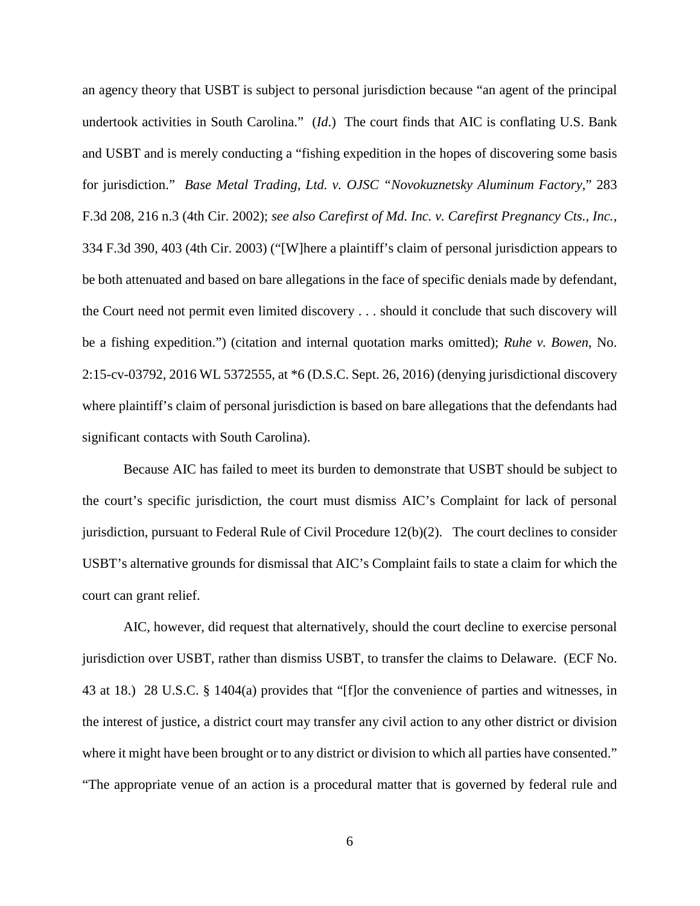an agency theory that USBT is subject to personal jurisdiction because "an agent of the principal undertook activities in South Carolina." (*Id.*) The court finds that AIC is conflating U.S. Bank and USBT and is merely conducting a "fishing expedition in the hopes of discovering some basis for jurisdiction." *Base Metal Trading, Ltd. v. OJSC "Novokuznetsky Aluminum Factory*," 283 F.3d 208, 216 n.3 (4th Cir. 2002); *see also Carefirst of Md. Inc. v. Carefirst Pregnancy Cts., Inc.*, 334 F.3d 390, 403 (4th Cir. 2003) ("[W]here a plaintiff's claim of personal jurisdiction appears to be both attenuated and based on bare allegations in the face of specific denials made by defendant, the Court need not permit even limited discovery . . . should it conclude that such discovery will be a fishing expedition.") (citation and internal quotation marks omitted); *Ruhe v. Bowen*, No. 2:15-cv-03792, 2016 WL 5372555, at *6 (D.S.C. Sept. 26, 2016) (denying jurisdictional discovery where plaintiff's claim of personal jurisdiction is based on bare allegations that the defendants had significant contacts with South Carolina).

Because AIC has failed to meet its burden to demonstrate that USBT should be subject to the court's specific jurisdiction, the court must dismiss AIC's Complaint for lack of personal jurisdiction, pursuant to Federal Rule of Civil Procedure 12(b)(2). The court declines to consider USBT's alternative grounds for dismissal that AIC's Complaint fails to state a claim for which the court can grant relief.

AIC, however, did request that alternatively, should the court decline to exercise personal jurisdiction over USBT, rather than dismiss USBT, to transfer the claims to Delaware. (ECF No. 43 at 18.) 28 U.S.C. § 1404(a) provides that "[f]or the convenience of parties and witnesses, in the interest of justice, a district court may transfer any civil action to any other district or division where it might have been brought or to any district or division to which all parties have consented." "The appropriate venue of an action is a procedural matter that is governed by federal rule and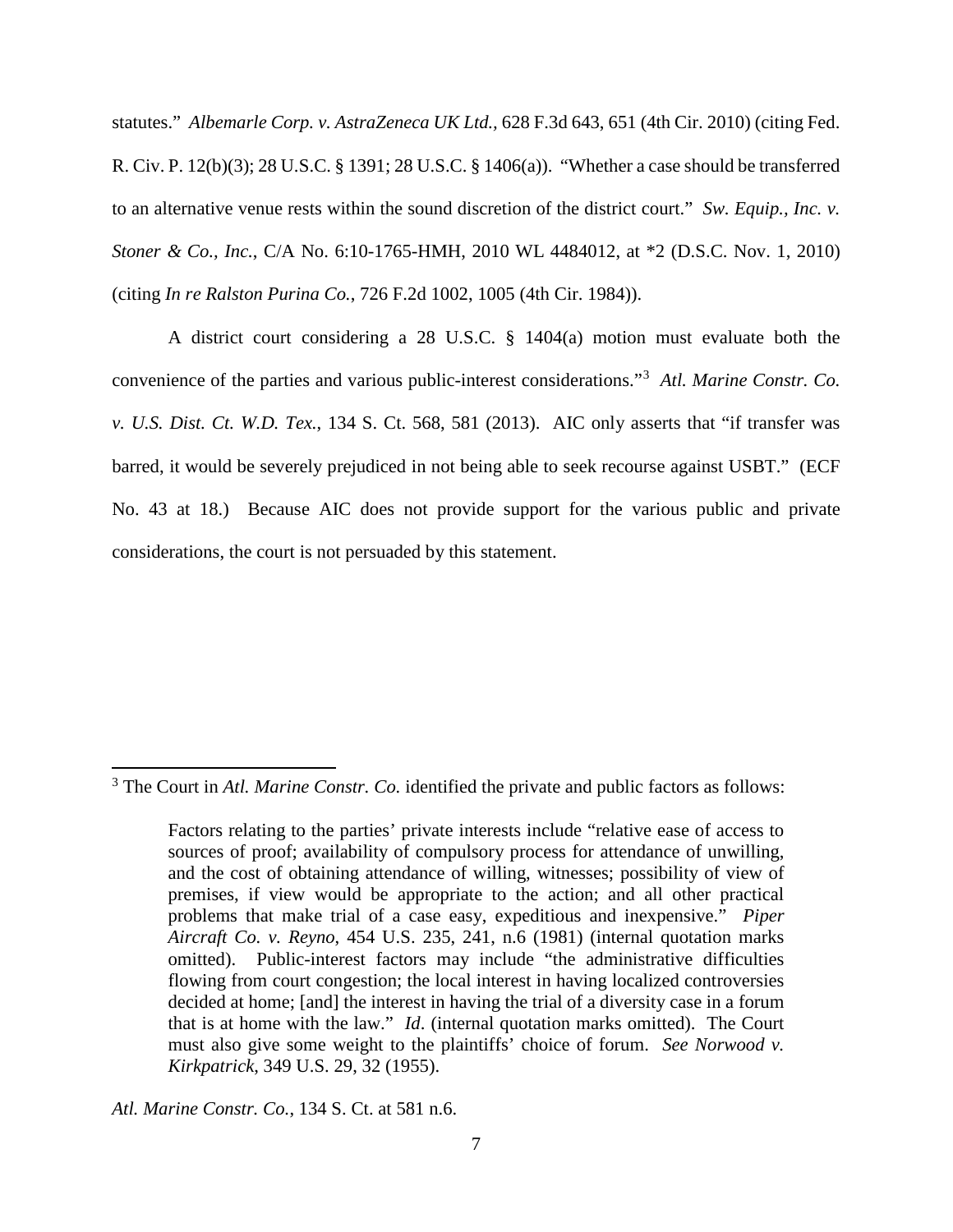statutes." *Albemarle Corp. v. AstraZeneca UK Ltd.*, 628 F.3d 643, 651 (4th Cir. 2010) (citing Fed. R. Civ. P. 12(b)(3); 28 U.S.C. § 1391; 28 U.S.C. § 1406(a)). "Whether a case should be transferred to an alternative venue rests within the sound discretion of the district court." *Sw. Equip., Inc. v. Stoner & Co., Inc.*, C/A No. 6:10-1765-HMH, 2010 WL 4484012, at *2 (D.S.C. Nov. 1, 2010) (citing *In re Ralston Purina Co.*, 726 F.2d 1002, 1005 (4th Cir. 1984)).

A district court considering a 28 U.S.C. § 1404(a) motion must evaluate both the convenience of the parties and various public-interest considerations."[3] *Atl. Marine Constr. Co. v. U.S. Dist. Ct. W.D. Tex.*, 134 S. Ct. 568, 581 (2013). AIC only asserts that "if transfer was barred, it would be severely prejudiced in not being able to seek recourse against USBT." (ECF No. 43 at 18.) Because AIC does not provide support for the various public and private considerations, the court is not persuaded by this statement.

---

[3] The Court in *Atl. Marine Constr. Co.* identified the private and public factors as follows:

> Factors relating to the parties' private interests include "relative ease of access to sources of proof; availability of compulsory process for attendance of unwilling, and the cost of obtaining attendance of willing, witnesses; possibility of view of premises, if view would be appropriate to the action; and all other practical problems that make trial of a case easy, expeditious and inexpensive." *Piper Aircraft Co. v. Reyno*, 454 U.S. 235, 241, n.6 (1981) (internal quotation marks omitted). Public-interest factors may include "the administrative difficulties flowing from court congestion; the local interest in having localized controversies decided at home; [and] the interest in having the trial of a diversity case in a forum that is at home with the law." *Id*. (internal quotation marks omitted). The Court must also give some weight to the plaintiffs' choice of forum. *See Norwood v. Kirkpatrick*, 349 U.S. 29, 32 (1955).

*Atl. Marine Constr. Co.*, 134 S. Ct. at 581 n.6.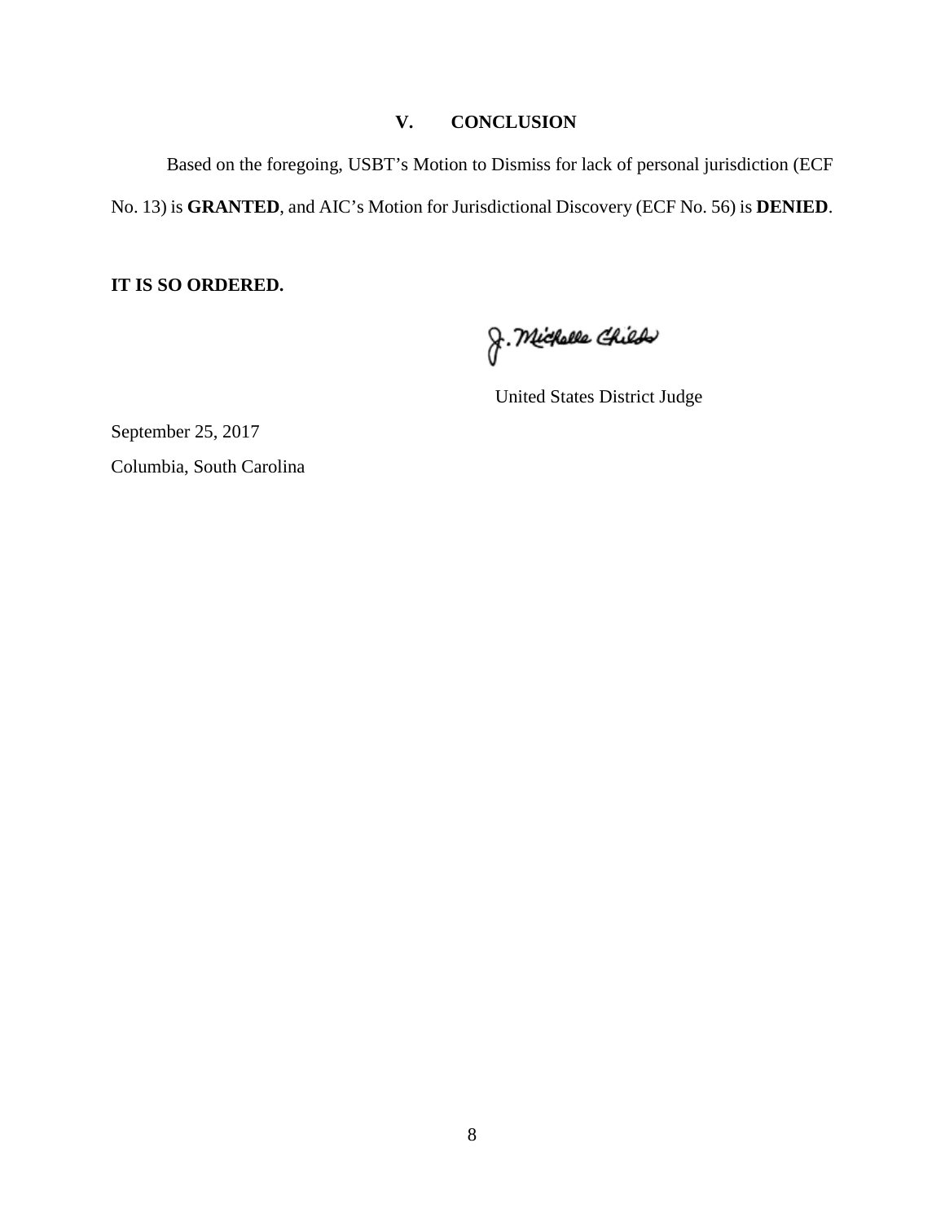## V. CONCLUSION

Based on the foregoing, USBT's Motion to Dismiss for lack of personal jurisdiction (ECF No. 13) is **GRANTED**, and AIC's Motion for Jurisdictional Discovery (ECF No. 56) is **DENIED**.

**IT IS SO ORDERED.**

J. Michelle Childs

United States District Judge

September 25, 2017

Columbia, South Carolina